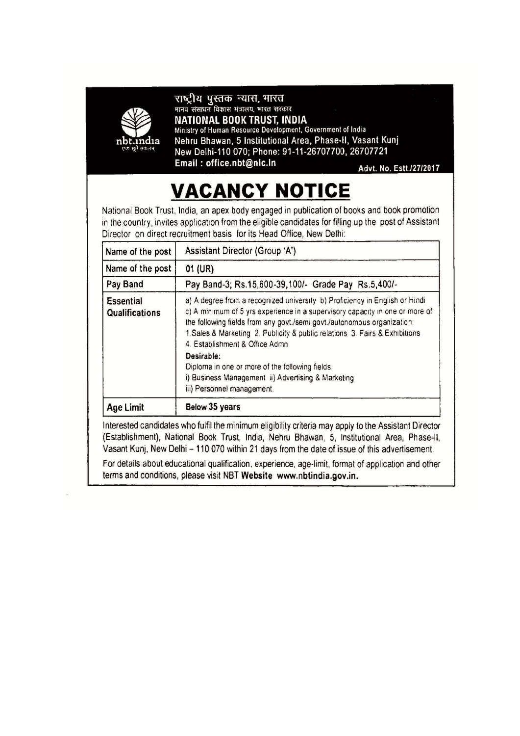राष्ट्रीय पुस्तक न्यास, भारत

मानव संसाधन विकास मंत्रालय, भारत सरकार

**NATIONAL BOOK TRUST, INDIA**

Ministry of Human Resource Development, Government of India

Nehru Bhawan, 5 Institutional Area, Phase-II, Vasant Kunj

New Delhi-110 070; Phone: 91-11-26707700, 26707721

Email : office.nbt@nic.in

Advt. No. Estt./27/2017

# VACANCY NOTICE

National Book Trust, India, an apex body engaged in publication of books and book promotion in the country, invites application from the eligible candidates for filling up the post of Assistant Director on direct recruitment basis for its Head Office, New Delhi:

| Name of the post | Assistant Director (Group 'A') |
|---|---|
| Name of the post | 01 (UR) |
| Pay Band | Pay Band-3; Rs.15,600-39,100/- Grade Pay Rs.5,400/- |
| Essential Qualifications | a) A degree from a recognized university b) Proficiency in English or Hindi c) A minimum of 5 yrs experience in a supervisory capacity in one or more of the following fields from any govt./semi govt./autonomous organization: 1.Sales & Marketing 2. Publicity & public relations 3. Fairs & Exhibitions 4. Establishment & Office Admn<br>**Desirable:**<br>Diploma in one or more of the following fields<br>i) Business Management ii) Advertising & Marketing<br>iii) Personnel management. |
| Age Limit | Below 35 years |

Interested candidates who fulfil the minimum eligibility criteria may apply to the Assistant Director (Establishment), National Book Trust, India, Nehru Bhawan, 5, Institutional Area, Phase-II, Vasant Kunj, New Delhi – 110 070 within 21 days from the date of issue of this advertisement.

For details about educational qualification, experience, age-limit, format of application and other terms and conditions, please visit NBT **Website www.nbtindia.gov.in.**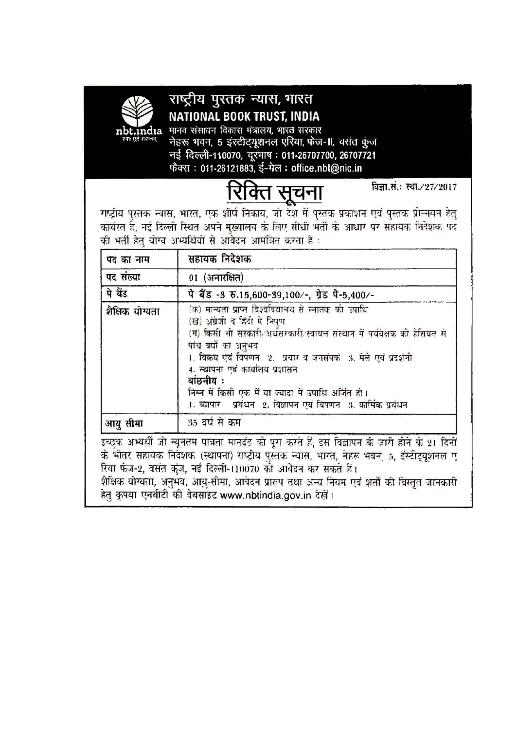# राष्ट्रीय पुस्तक न्यास, भारत

## NATIONAL BOOK TRUST, INDIA

nbt.india

मानव संसाधन विकास मंत्रालय, भारत सरकार
नेहरू भवन, 5 इंस्टीट्यूशनल एरिया, फेज-II, वसंत कुंज
नई दिल्ली-110070, दूरभाष : 011-26707700, 26707721
फैक्स : 011-26121883, ई-मेल : office.nbt@nic.in

# रिक्ति सूचना

विज्ञा.सं.: स्था./27/2017

राष्ट्रीय पुस्तक न्यास, भारत, एक शीर्ष निकाय, जो देश में पुस्तक प्रकाशन एवं पुस्तक प्रोन्नयन हेतु कार्यरत है, नई दिल्ली स्थित अपने मुख्यालय के लिए सीधी भर्ती के आधार पर सहायक निदेशक पद की भर्ती हेतु योग्य अभ्यर्थियों से आवेदन आमंत्रित करता है :

| पद का नाम | सहायक निदेशक |
|---|---|
| पद संख्या | 01 (अनारक्षित) |
| पे बैंड | पे बैंड -3 रु.15,600-39,100/-, ग्रेड पे-5,400/- |
| शैक्षिक योग्यता | (क) मान्यता प्राप्त विश्वविद्यालय से स्नातक की उपाधि<br>(ख) अंग्रेजी व हिंदी में निपुण<br>(ग) किसी भी सरकारी/अर्धसरकारी/स्वायत्त संस्थान में पर्यवेक्षक की हैसियत से पांच वर्षों का अनुभव<br>1. विक्रय एवं विपणन 2. प्रचार व जनसंपर्क 3. मेले एवं प्रदर्शनी<br>4. स्थापना एवं कार्यालय प्रशासन<br>**वांछनीय :**<br>निम्न में किसी एक में या ज्यादा में उपाधि अर्जित हो।<br>1. व्यापार प्रबंधन 2. विज्ञापन एवं विपणन 3. कार्मिक प्रबंधन |
| आयु सीमा | 35 वर्ष से कम |

इच्छुक अभ्यर्थी जो न्यूनतम पात्रता मानदंड को पूरा करते हैं, इस विज्ञापन के जारी होने के 21 दिनों के भीतर सहायक निदेशक (स्थापना) राष्ट्रीय पुस्तक न्यास, भारत, नेहरू भवन, 5, इंस्टीट्यूशनल एरिया फेज-2, वसंत कुंज, नई दिल्ली-110070 को आवेदन कर सकते हैं।

शैक्षिक योग्यता, अनुभव, आयु-सीमा, आवेदन प्रारूप तथा अन्य नियम एवं शर्तों की विस्तृत जानकारी हेतु कृपया एनबीटी की वेबसाइट www.nbtindia.gov.in देखें।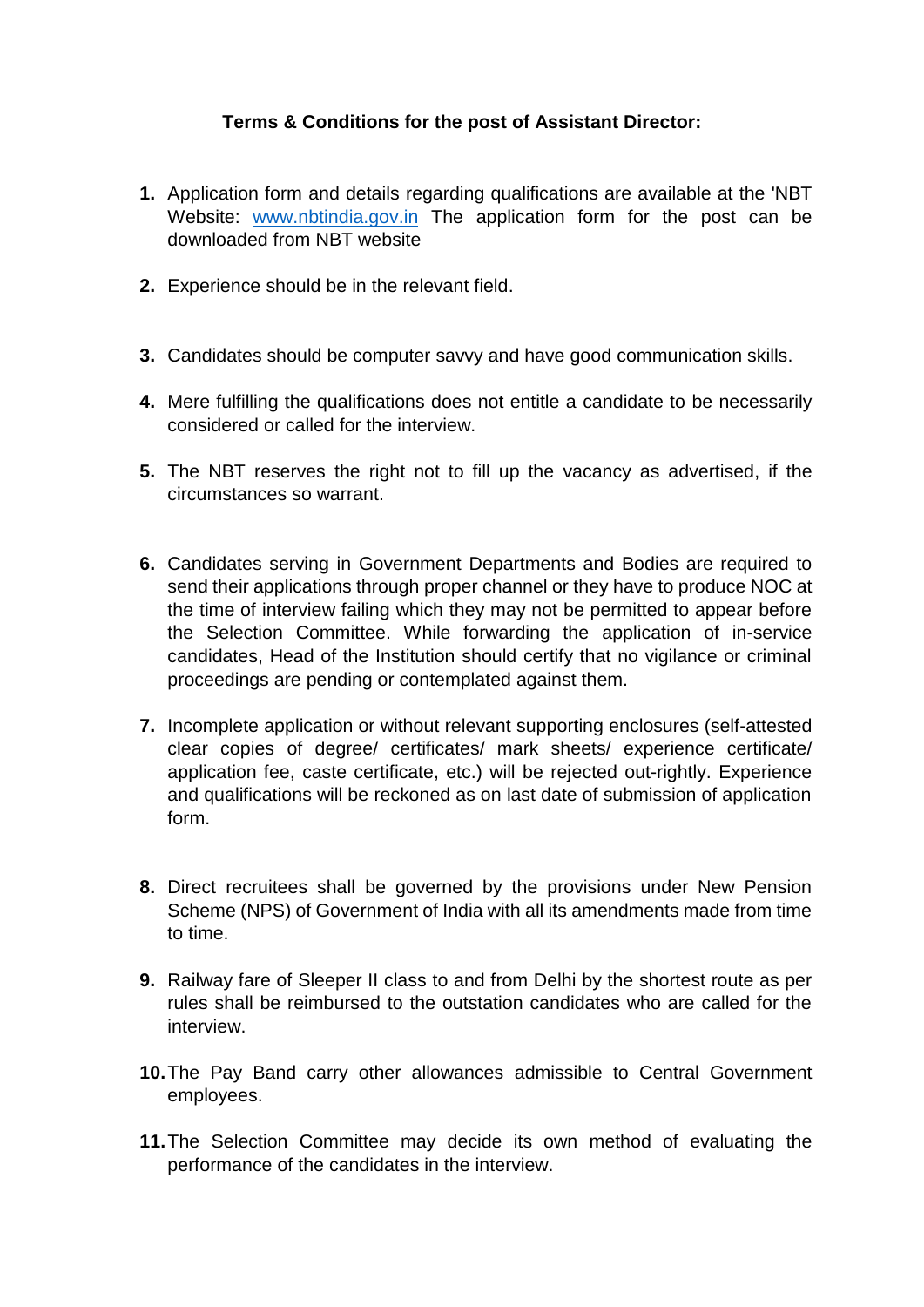**Terms & Conditions for the post of Assistant Director:**

1. Application form and details regarding qualifications are available at the 'NBT Website: [www.nbtindia.gov.in](http://www.nbtindia.gov.in) The application form for the post can be downloaded from NBT website

2. Experience should be in the relevant field.

3. Candidates should be computer savvy and have good communication skills.

4. Mere fulfilling the qualifications does not entitle a candidate to be necessarily considered or called for the interview.

5. The NBT reserves the right not to fill up the vacancy as advertised, if the circumstances so warrant.

6. Candidates serving in Government Departments and Bodies are required to send their applications through proper channel or they have to produce NOC at the time of interview failing which they may not be permitted to appear before the Selection Committee. While forwarding the application of in-service candidates, Head of the Institution should certify that no vigilance or criminal proceedings are pending or contemplated against them.

7. Incomplete application or without relevant supporting enclosures (self-attested clear copies of degree/ certificates/ mark sheets/ experience certificate/ application fee, caste certificate, etc.) will be rejected out-rightly. Experience and qualifications will be reckoned as on last date of submission of application form.

8. Direct recruitees shall be governed by the provisions under New Pension Scheme (NPS) of Government of India with all its amendments made from time to time.

9. Railway fare of Sleeper II class to and from Delhi by the shortest route as per rules shall be reimbursed to the outstation candidates who are called for the interview.

10. The Pay Band carry other allowances admissible to Central Government employees.

11. The Selection Committee may decide its own method of evaluating the performance of the candidates in the interview.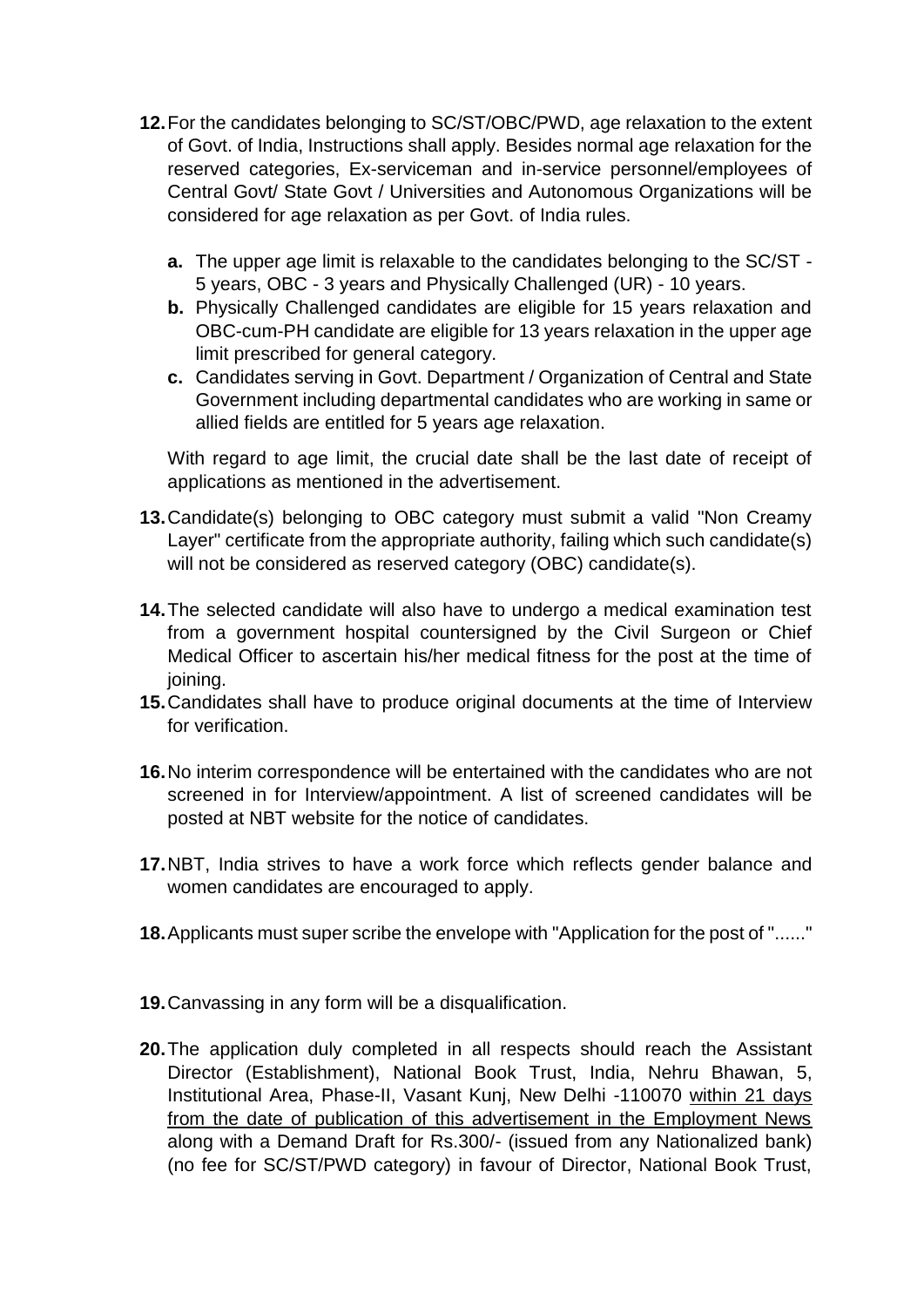**12.** For the candidates belonging to SC/ST/OBC/PWD, age relaxation to the extent of Govt. of India, Instructions shall apply. Besides normal age relaxation for the reserved categories, Ex-serviceman and in-service personnel/employees of Central Govt/ State Govt / Universities and Autonomous Organizations will be considered for age relaxation as per Govt. of India rules.

   **a.** The upper age limit is relaxable to the candidates belonging to the SC/ST - 5 years, OBC - 3 years and Physically Challenged (UR) - 10 years.

   **b.** Physically Challenged candidates are eligible for 15 years relaxation and OBC-cum-PH candidate are eligible for 13 years relaxation in the upper age limit prescribed for general category.

   **c.** Candidates serving in Govt. Department / Organization of Central and State Government including departmental candidates who are working in same or allied fields are entitled for 5 years age relaxation.

   With regard to age limit, the crucial date shall be the last date of receipt of applications as mentioned in the advertisement.

**13.** Candidate(s) belonging to OBC category must submit a valid "Non Creamy Layer" certificate from the appropriate authority, failing which such candidate(s) will not be considered as reserved category (OBC) candidate(s).

**14.** The selected candidate will also have to undergo a medical examination test from a government hospital countersigned by the Civil Surgeon or Chief Medical Officer to ascertain his/her medical fitness for the post at the time of joining.

**15.** Candidates shall have to produce original documents at the time of Interview for verification.

**16.** No interim correspondence will be entertained with the candidates who are not screened in for Interview/appointment. A list of screened candidates will be posted at NBT website for the notice of candidates.

**17.** NBT, India strives to have a work force which reflects gender balance and women candidates are encouraged to apply.

**18.** Applicants must super scribe the envelope with "Application for the post of "......"

**19.** Canvassing in any form will be a disqualification.

**20.** The application duly completed in all respects should reach the Assistant Director (Establishment), National Book Trust, India, Nehru Bhawan, 5, Institutional Area, Phase-II, Vasant Kunj, New Delhi -110070 <u>within 21 days from the date of publication of this advertisement in the Employment News</u> along with a Demand Draft for Rs.300/- (issued from any Nationalized bank) (no fee for SC/ST/PWD category) in favour of Director, National Book Trust,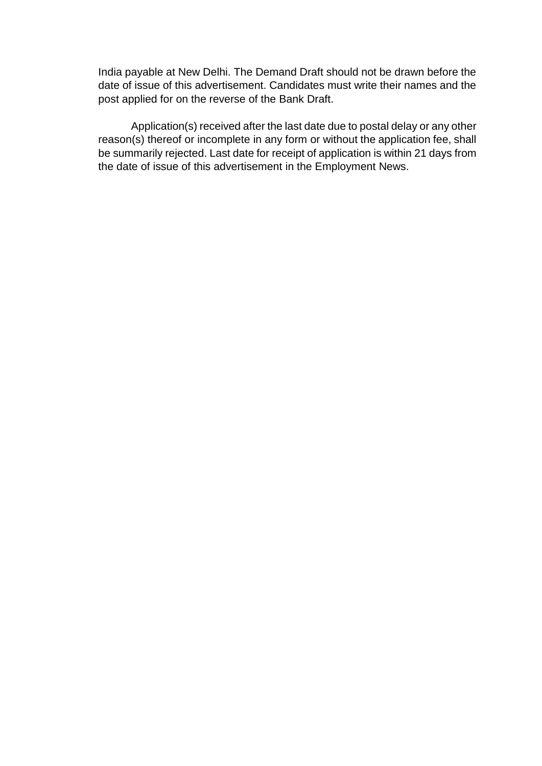India payable at New Delhi. The Demand Draft should not be drawn before the date of issue of this advertisement. Candidates must write their names and the post applied for on the reverse of the Bank Draft.

Application(s) received after the last date due to postal delay or any other reason(s) thereof or incomplete in any form or without the application fee, shall be summarily rejected. Last date for receipt of application is within 21 days from the date of issue of this advertisement in the Employment News.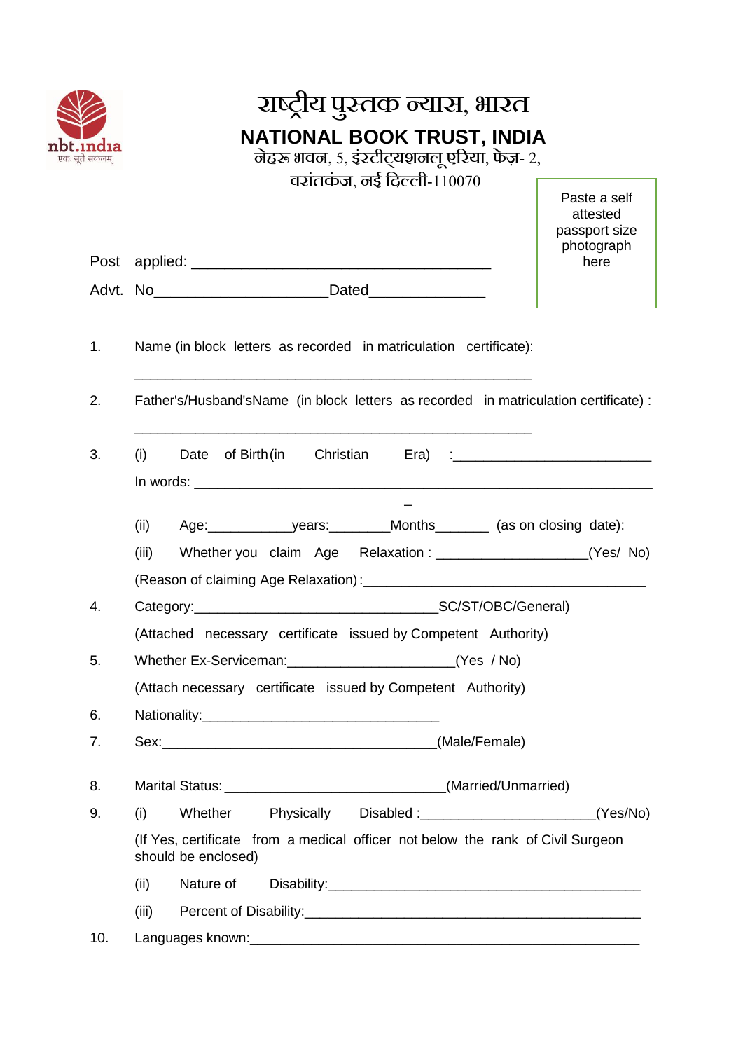nbt.india
एकः सूते सकलम्

# राष्ट्रीय पुस्तक न्यास, भारत

## NATIONAL BOOK TRUST, INDIA

नेहरू भवन, 5, इंस्टीट्यूशनल एरिया, फेज़- 2,
वसंतकुंज, नई दिल्ली-110070

Paste a self attested passport size photograph here

Post applied: ____________________________________

Advt. No_____________________ Dated______________

1. Name (in block letters as recorded in matriculation certificate):

   ________________________________________________

2. Father's/Husband'sName (in block letters as recorded in matriculation certificate) :

   ________________________________________________

3. (i) Date of Birth (in Christian Era) :_________________________

   In words: _____________________________________________________________

   (ii) Age:___________years:________Months_______ (as on closing date):

   (iii) Whether you claim Age Relaxation : ___________________(Yes/ No)

   (Reason of claiming Age Relaxation) :____________________________________

4. Category:_________________________________SC/ST/OBC/General)

   (Attached necessary certificate issued by Competent Authority)

5. Whether Ex-Serviceman:______________________(Yes / No)

   (Attach necessary certificate issued by Competent Authority)

6. Nationality:_______________________________

7. Sex:____________________________________(Male/Female)

8. Marital Status: _____________________________(Married/Unmarried)

9. (i) Whether Physically Disabled :______________________(Yes/No)

   (If Yes, certificate from a medical officer not below the rank of Civil Surgeon should be enclosed)

   (ii) Nature of Disability:_________________________________________

   (iii) Percent of Disability:_________________________________________

10. Languages known:______________________________________________________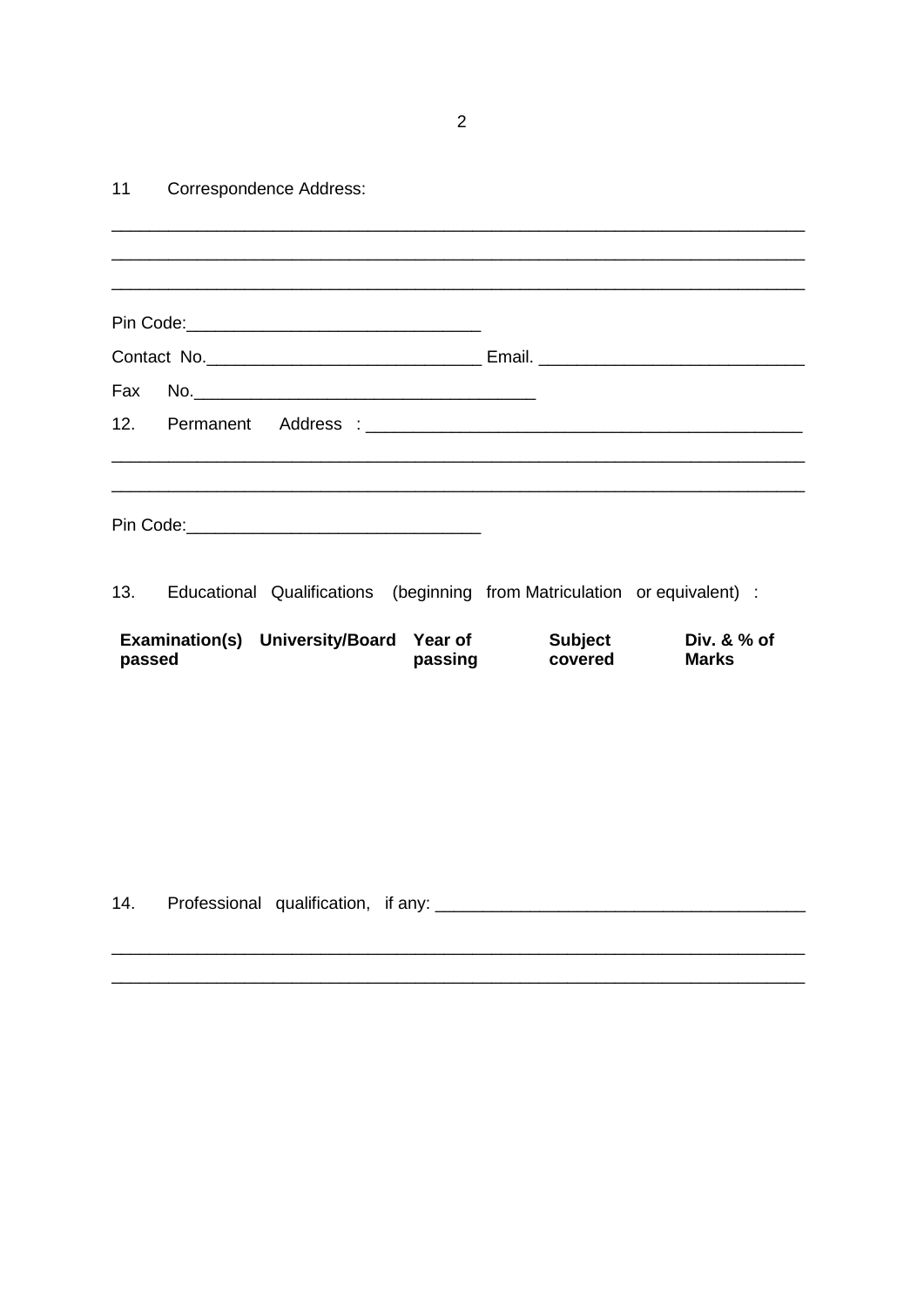11 Correspondence Address:

___________________________________________________________________________

___________________________________________________________________________

___________________________________________________________________________

Pin Code:_______________________________

Contact No.____________________________ Email. ___________________________

Fax No.____________________________________

12. Permanent Address : ____________________________________________

___________________________________________________________________________

___________________________________________________________________________

Pin Code:_______________________________

13. Educational Qualifications (beginning from Matriculation or equivalent) :

| **Examination(s) passed** | **University/Board** | **Year of passing** | **Subject covered** | **Div. & % of Marks** |
|---|---|---|---|---|
| | | | | |

14. Professional qualification, if any: _____________________________________

___________________________________________________________________________

___________________________________________________________________________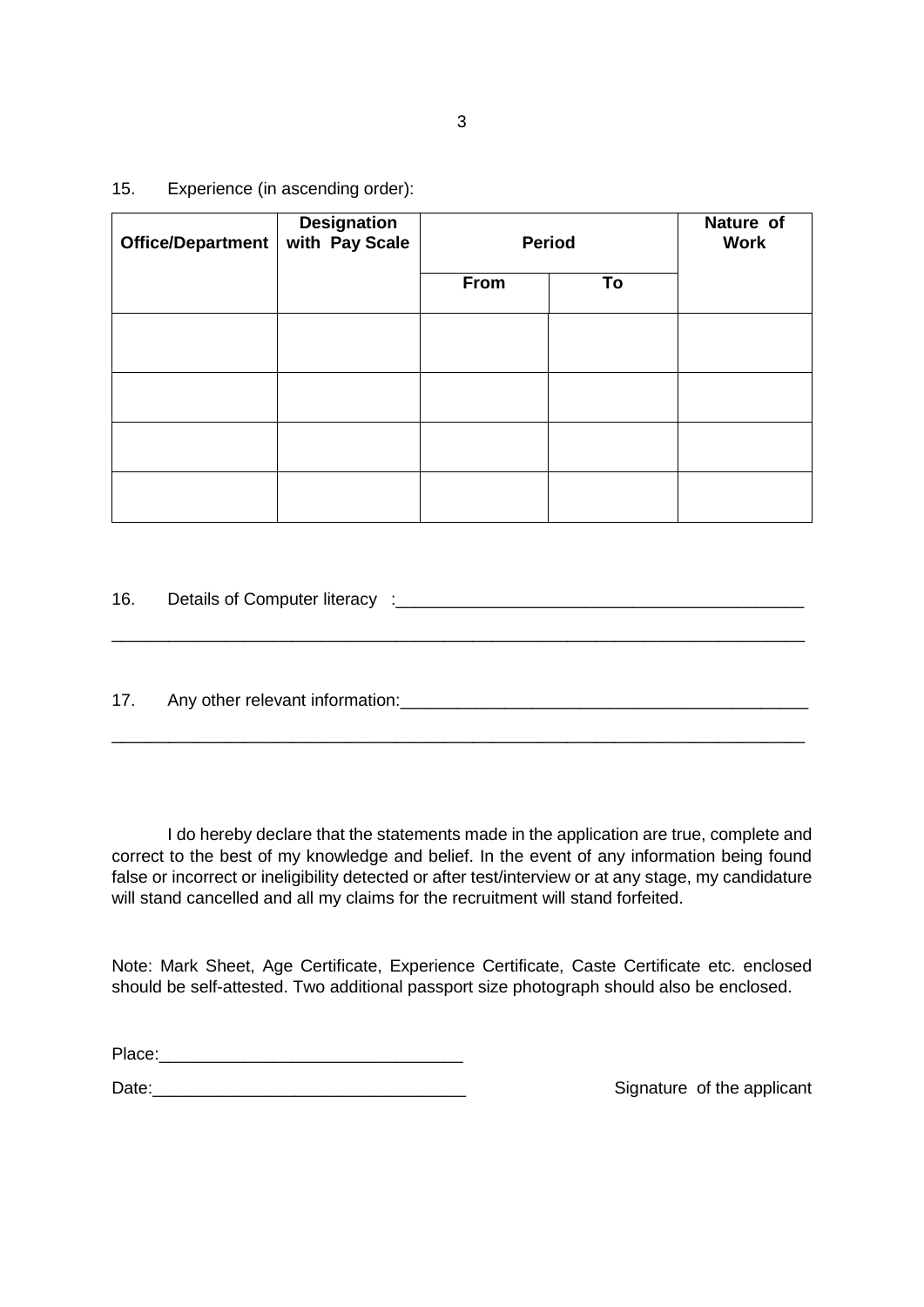15. Experience (in ascending order):

| Office/Department | Designation with Pay Scale | Period | | Nature of Work |
|---|---|---|---|---|
| | | From | To | |
| | | | | |
| | | | | |
| | | | | |
| | | | | |

16. Details of Computer literacy :____________________________________________

___________________________________________________________________________

17. Any other relevant information:____________________________________________

___________________________________________________________________________

I do hereby declare that the statements made in the application are true, complete and correct to the best of my knowledge and belief. In the event of any information being found false or incorrect or ineligibility detected or after test/interview or at any stage, my candidature will stand cancelled and all my claims for the recruitment will stand forfeited.

Note: Mark Sheet, Age Certificate, Experience Certificate, Caste Certificate etc. enclosed should be self-attested. Two additional passport size photograph should also be enclosed.

Place:________________________________

Date:_________________________________ Signature of the applicant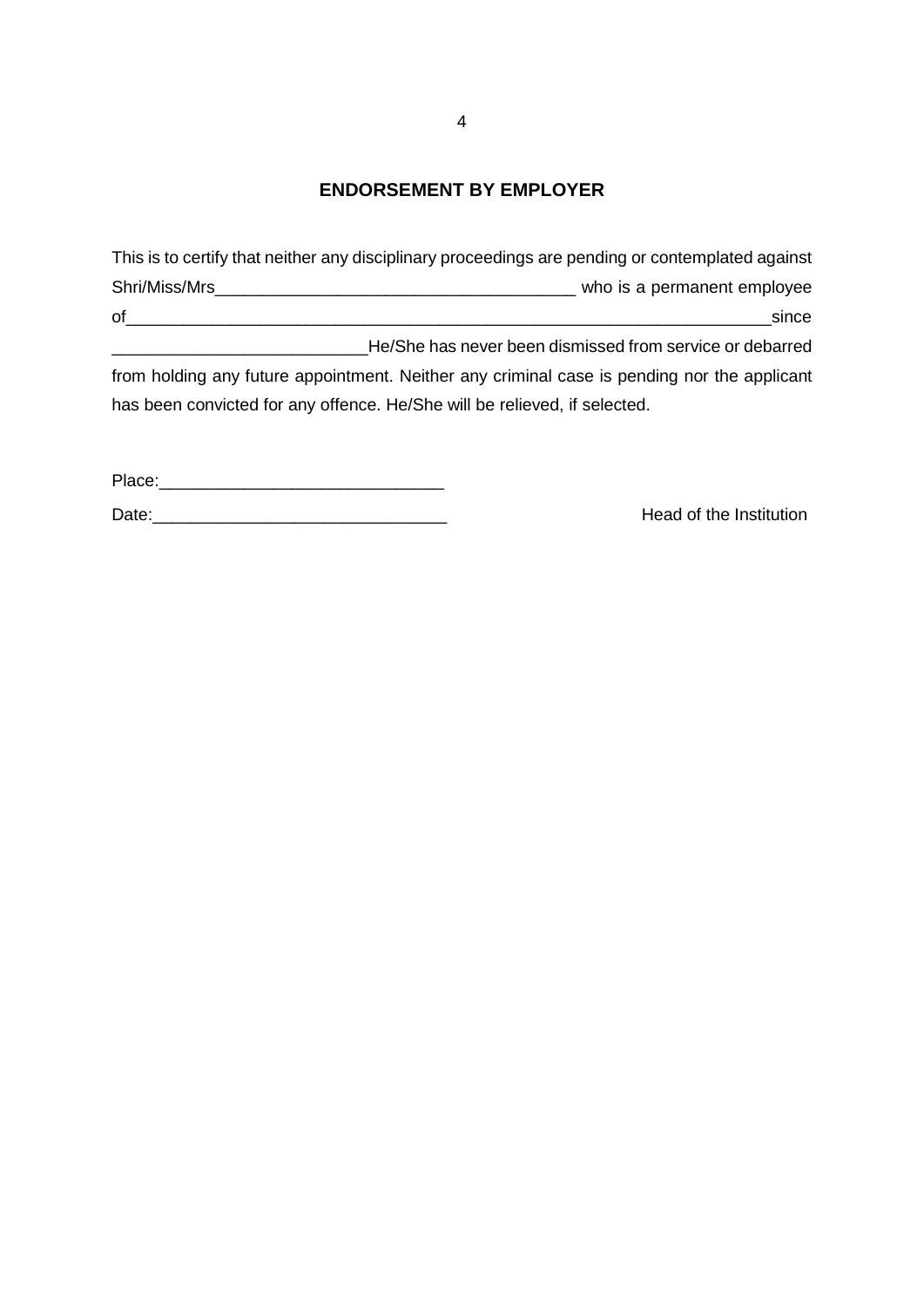## ENDORSEMENT BY EMPLOYER

This is to certify that neither any disciplinary proceedings are pending or contemplated against Shri/Miss/Mrs_______________________________________ who is a permanent employee of_____________________________________________________________________since ___________________________He/She has never been dismissed from service or debarred from holding any future appointment. Neither any criminal case is pending nor the applicant has been convicted for any offence. He/She will be relieved, if selected.

Place:______________________________

Date:_______________________________ Head of the Institution